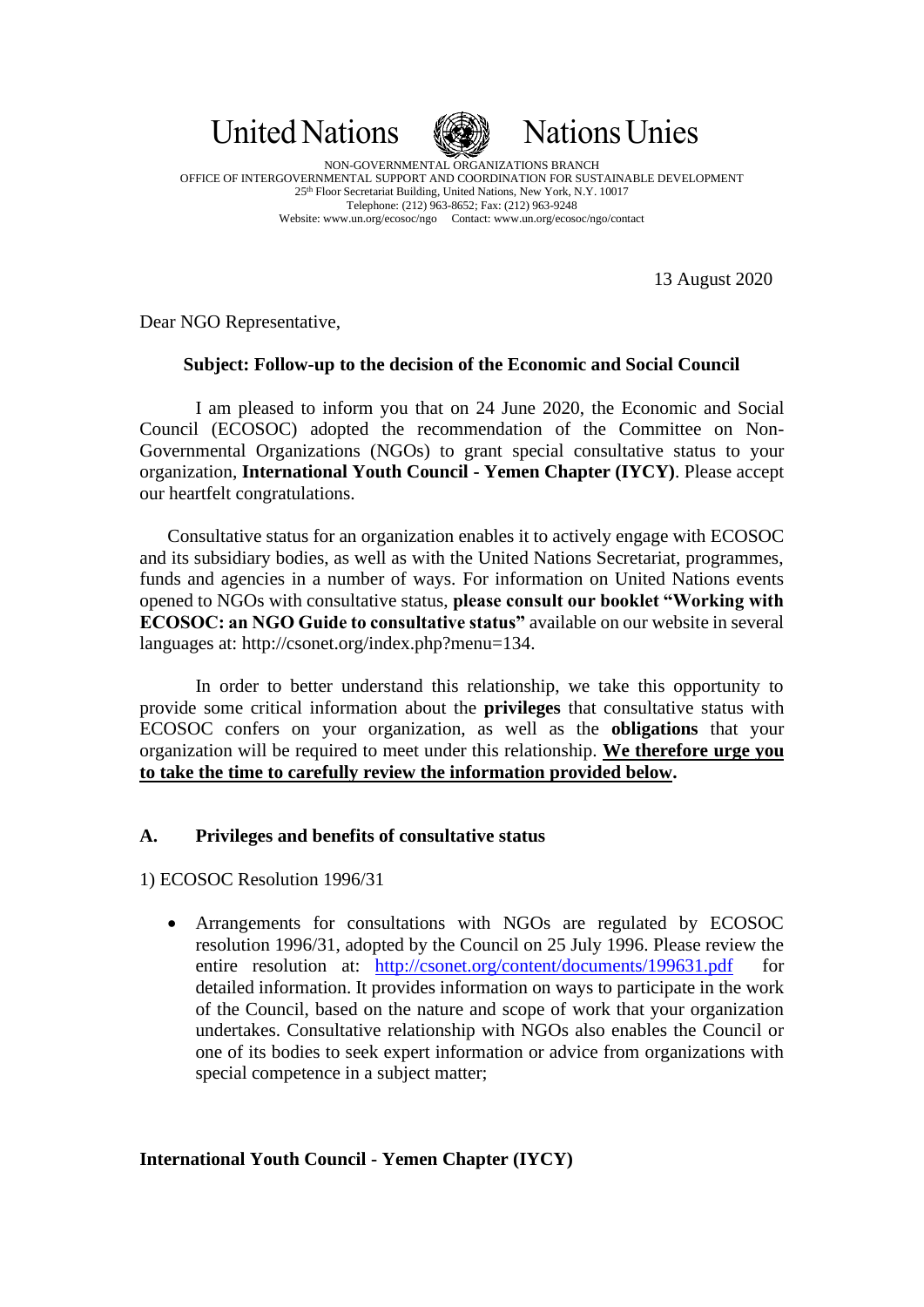United Nations Nations Unies

NON-GOVERNMENTAL ORGANIZATIONS BRANCH
OFFICE OF INTERGOVERNMENTAL SUPPORT AND COORDINATION FOR SUSTAINABLE DEVELOPMENT
25th Floor Secretariat Building, United Nations, New York, N.Y. 10017
Telephone: (212) 963-8652; Fax: (212) 963-9248
Website: www.un.org/ecosoc/ngo Contact: www.un.org/ecosoc/ngo/contact

13 August 2020

Dear NGO Representative,

**Subject: Follow-up to the decision of the Economic and Social Council**

I am pleased to inform you that on 24 June 2020, the Economic and Social Council (ECOSOC) adopted the recommendation of the Committee on Non-Governmental Organizations (NGOs) to grant special consultative status to your organization, **International Youth Council - Yemen Chapter (IYCY)**. Please accept our heartfelt congratulations.

Consultative status for an organization enables it to actively engage with ECOSOC and its subsidiary bodies, as well as with the United Nations Secretariat, programmes, funds and agencies in a number of ways. For information on United Nations events opened to NGOs with consultative status, **please consult our booklet "Working with ECOSOC: an NGO Guide to consultative status"** available on our website in several languages at: http://csonet.org/index.php?menu=134.

In order to better understand this relationship, we take this opportunity to provide some critical information about the **privileges** that consultative status with ECOSOC confers on your organization, as well as the **obligations** that your organization will be required to meet under this relationship. **<u>We therefore urge you to take the time to carefully review the information provided below</u>.**

## A. Privileges and benefits of consultative status

1) ECOSOC Resolution 1996/31

- Arrangements for consultations with NGOs are regulated by ECOSOC resolution 1996/31, adopted by the Council on 25 July 1996. Please review the entire resolution at: http://csonet.org/content/documents/199631.pdf for detailed information. It provides information on ways to participate in the work of the Council, based on the nature and scope of work that your organization undertakes. Consultative relationship with NGOs also enables the Council or one of its bodies to seek expert information or advice from organizations with special competence in a subject matter;

**International Youth Council - Yemen Chapter (IYCY)**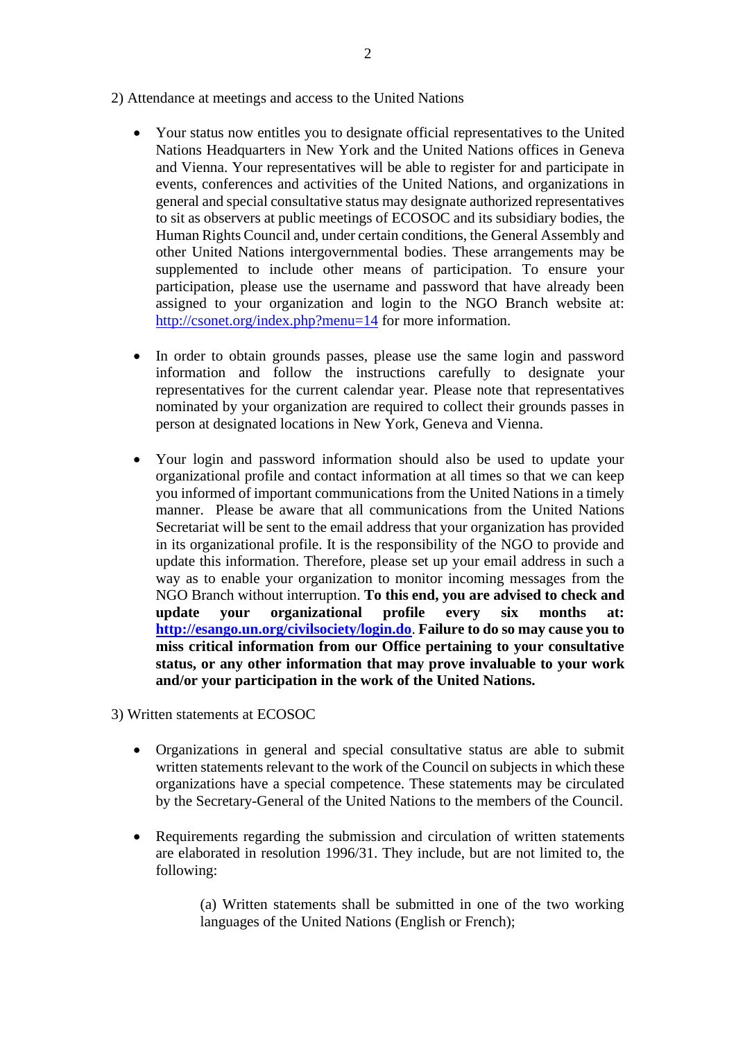2) Attendance at meetings and access to the United Nations

- Your status now entitles you to designate official representatives to the United Nations Headquarters in New York and the United Nations offices in Geneva and Vienna. Your representatives will be able to register for and participate in events, conferences and activities of the United Nations, and organizations in general and special consultative status may designate authorized representatives to sit as observers at public meetings of ECOSOC and its subsidiary bodies, the Human Rights Council and, under certain conditions, the General Assembly and other United Nations intergovernmental bodies. These arrangements may be supplemented to include other means of participation. To ensure your participation, please use the username and password that have already been assigned to your organization and login to the NGO Branch website at: [http://csonet.org/index.php?menu=14](http://csonet.org/index.php?menu=14) for more information.

- In order to obtain grounds passes, please use the same login and password information and follow the instructions carefully to designate your representatives for the current calendar year. Please note that representatives nominated by your organization are required to collect their grounds passes in person at designated locations in New York, Geneva and Vienna.

- Your login and password information should also be used to update your organizational profile and contact information at all times so that we can keep you informed of important communications from the United Nations in a timely manner. Please be aware that all communications from the United Nations Secretariat will be sent to the email address that your organization has provided in its organizational profile. It is the responsibility of the NGO to provide and update this information. Therefore, please set up your email address in such a way as to enable your organization to monitor incoming messages from the NGO Branch without interruption. **To this end, you are advised to check and update your organizational profile every six months at: [http://esango.un.org/civilsociety/login.do](http://esango.un.org/civilsociety/login.do)**. **Failure to do so may cause you to miss critical information from our Office pertaining to your consultative status, or any other information that may prove invaluable to your work and/or your participation in the work of the United Nations.**

3) Written statements at ECOSOC

- Organizations in general and special consultative status are able to submit written statements relevant to the work of the Council on subjects in which these organizations have a special competence. These statements may be circulated by the Secretary-General of the United Nations to the members of the Council.

- Requirements regarding the submission and circulation of written statements are elaborated in resolution 1996/31. They include, but are not limited to, the following:

  (a) Written statements shall be submitted in one of the two working languages of the United Nations (English or French);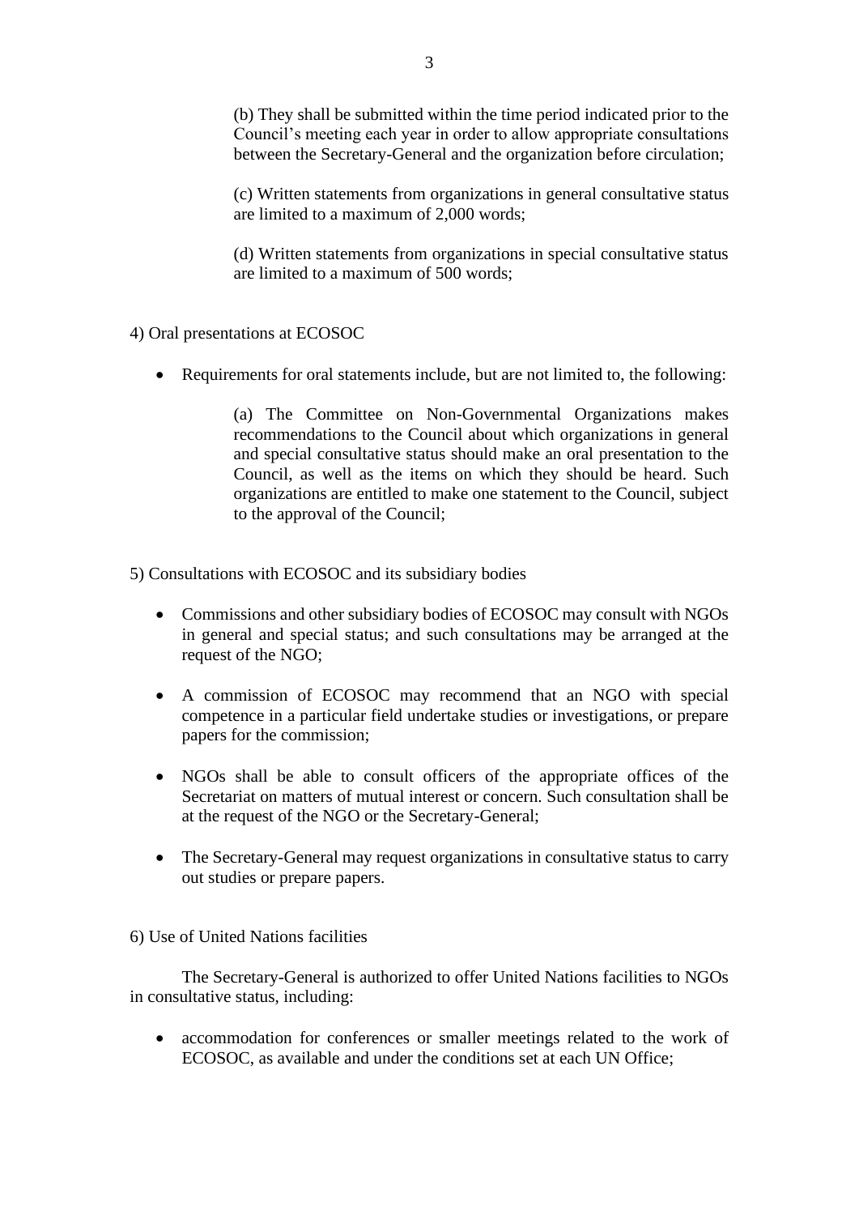(b) They shall be submitted within the time period indicated prior to the Council's meeting each year in order to allow appropriate consultations between the Secretary-General and the organization before circulation;

(c) Written statements from organizations in general consultative status are limited to a maximum of 2,000 words;

(d) Written statements from organizations in special consultative status are limited to a maximum of 500 words;

4) Oral presentations at ECOSOC

- Requirements for oral statements include, but are not limited to, the following:

  (a) The Committee on Non-Governmental Organizations makes recommendations to the Council about which organizations in general and special consultative status should make an oral presentation to the Council, as well as the items on which they should be heard. Such organizations are entitled to make one statement to the Council, subject to the approval of the Council;

5) Consultations with ECOSOC and its subsidiary bodies

- Commissions and other subsidiary bodies of ECOSOC may consult with NGOs in general and special status; and such consultations may be arranged at the request of the NGO;
- A commission of ECOSOC may recommend that an NGO with special competence in a particular field undertake studies or investigations, or prepare papers for the commission;
- NGOs shall be able to consult officers of the appropriate offices of the Secretariat on matters of mutual interest or concern. Such consultation shall be at the request of the NGO or the Secretary-General;
- The Secretary-General may request organizations in consultative status to carry out studies or prepare papers.

6) Use of United Nations facilities

The Secretary-General is authorized to offer United Nations facilities to NGOs in consultative status, including:

- accommodation for conferences or smaller meetings related to the work of ECOSOC, as available and under the conditions set at each UN Office;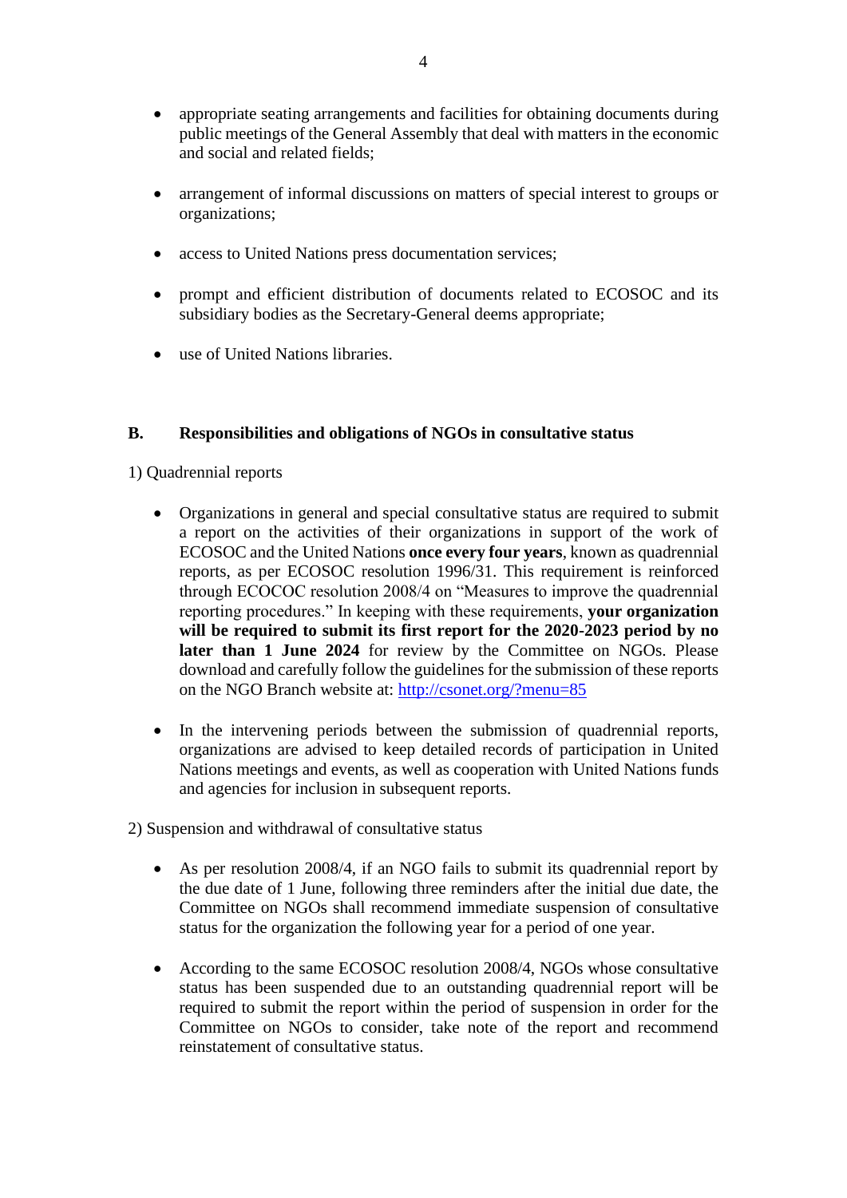- appropriate seating arrangements and facilities for obtaining documents during public meetings of the General Assembly that deal with matters in the economic and social and related fields;

- arrangement of informal discussions on matters of special interest to groups or organizations;

- access to United Nations press documentation services;

- prompt and efficient distribution of documents related to ECOSOC and its subsidiary bodies as the Secretary-General deems appropriate;

- use of United Nations libraries.

## B. Responsibilities and obligations of NGOs in consultative status

1) Quadrennial reports

- Organizations in general and special consultative status are required to submit a report on the activities of their organizations in support of the work of ECOSOC and the United Nations **once every four years**, known as quadrennial reports, as per ECOSOC resolution 1996/31. This requirement is reinforced through ECOCOC resolution 2008/4 on "Measures to improve the quadrennial reporting procedures." In keeping with these requirements, **your organization will be required to submit its first report for the 2020-2023 period by no later than 1 June 2024** for review by the Committee on NGOs. Please download and carefully follow the guidelines for the submission of these reports on the NGO Branch website at: [http://csonet.org/?menu=85](http://csonet.org/?menu=85)

- In the intervening periods between the submission of quadrennial reports, organizations are advised to keep detailed records of participation in United Nations meetings and events, as well as cooperation with United Nations funds and agencies for inclusion in subsequent reports.

2) Suspension and withdrawal of consultative status

- As per resolution 2008/4, if an NGO fails to submit its quadrennial report by the due date of 1 June, following three reminders after the initial due date, the Committee on NGOs shall recommend immediate suspension of consultative status for the organization the following year for a period of one year.

- According to the same ECOSOC resolution 2008/4, NGOs whose consultative status has been suspended due to an outstanding quadrennial report will be required to submit the report within the period of suspension in order for the Committee on NGOs to consider, take note of the report and recommend reinstatement of consultative status.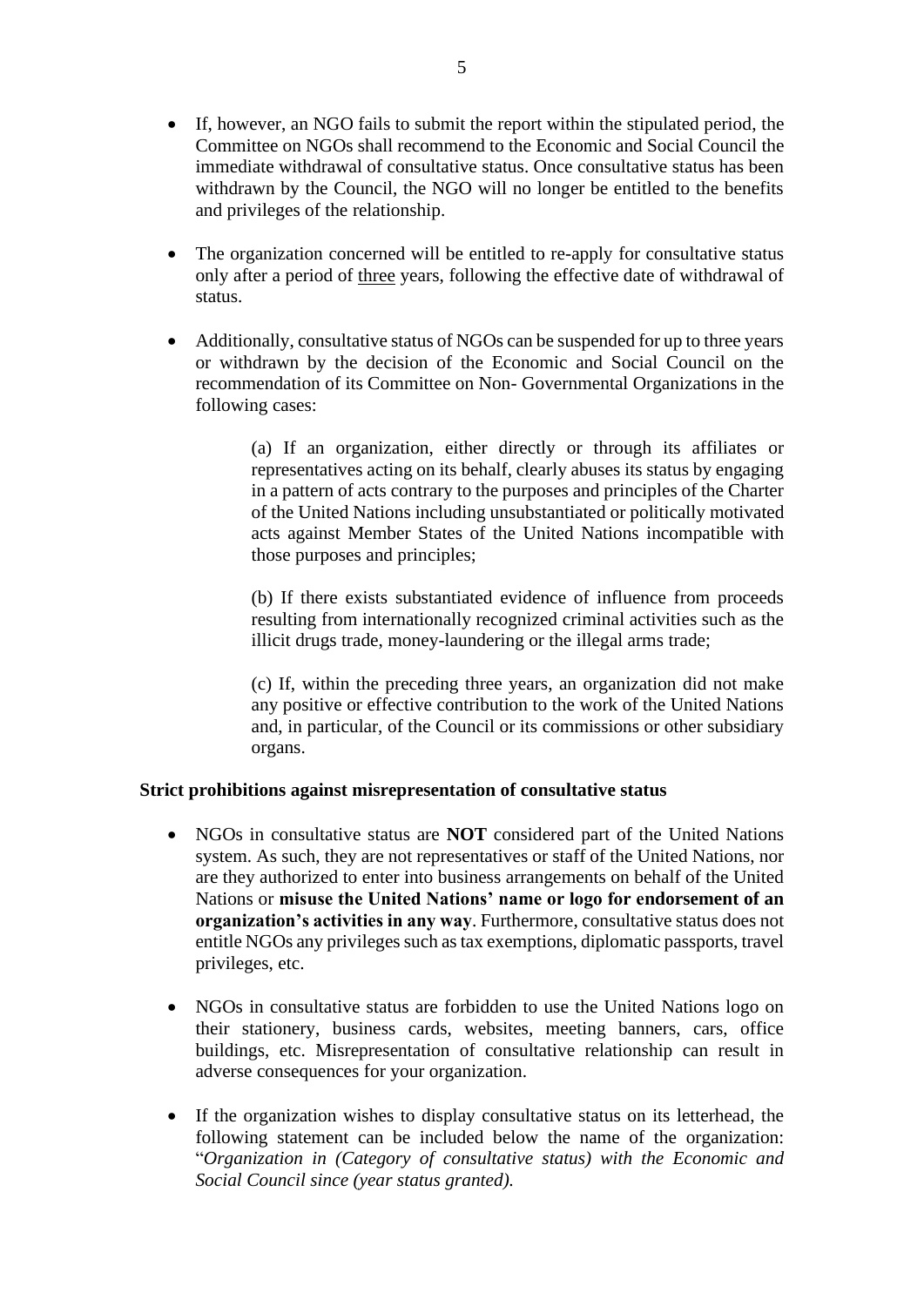- If, however, an NGO fails to submit the report within the stipulated period, the Committee on NGOs shall recommend to the Economic and Social Council the immediate withdrawal of consultative status. Once consultative status has been withdrawn by the Council, the NGO will no longer be entitled to the benefits and privileges of the relationship.

- The organization concerned will be entitled to re-apply for consultative status only after a period of <u>three</u> years, following the effective date of withdrawal of status.

- Additionally, consultative status of NGOs can be suspended for up to three years or withdrawn by the decision of the Economic and Social Council on the recommendation of its Committee on Non- Governmental Organizations in the following cases:

  (a) If an organization, either directly or through its affiliates or representatives acting on its behalf, clearly abuses its status by engaging in a pattern of acts contrary to the purposes and principles of the Charter of the United Nations including unsubstantiated or politically motivated acts against Member States of the United Nations incompatible with those purposes and principles;

  (b) If there exists substantiated evidence of influence from proceeds resulting from internationally recognized criminal activities such as the illicit drugs trade, money-laundering or the illegal arms trade;

  (c) If, within the preceding three years, an organization did not make any positive or effective contribution to the work of the United Nations and, in particular, of the Council or its commissions or other subsidiary organs.

**Strict prohibitions against misrepresentation of consultative status**

- NGOs in consultative status are **NOT** considered part of the United Nations system. As such, they are not representatives or staff of the United Nations, nor are they authorized to enter into business arrangements on behalf of the United Nations or **misuse the United Nations' name or logo for endorsement of an organization's activities in any way**. Furthermore, consultative status does not entitle NGOs any privileges such as tax exemptions, diplomatic passports, travel privileges, etc.

- NGOs in consultative status are forbidden to use the United Nations logo on their stationery, business cards, websites, meeting banners, cars, office buildings, etc. Misrepresentation of consultative relationship can result in adverse consequences for your organization.

- If the organization wishes to display consultative status on its letterhead, the following statement can be included below the name of the organization: "*Organization in (Category of consultative status) with the Economic and Social Council since (year status granted).*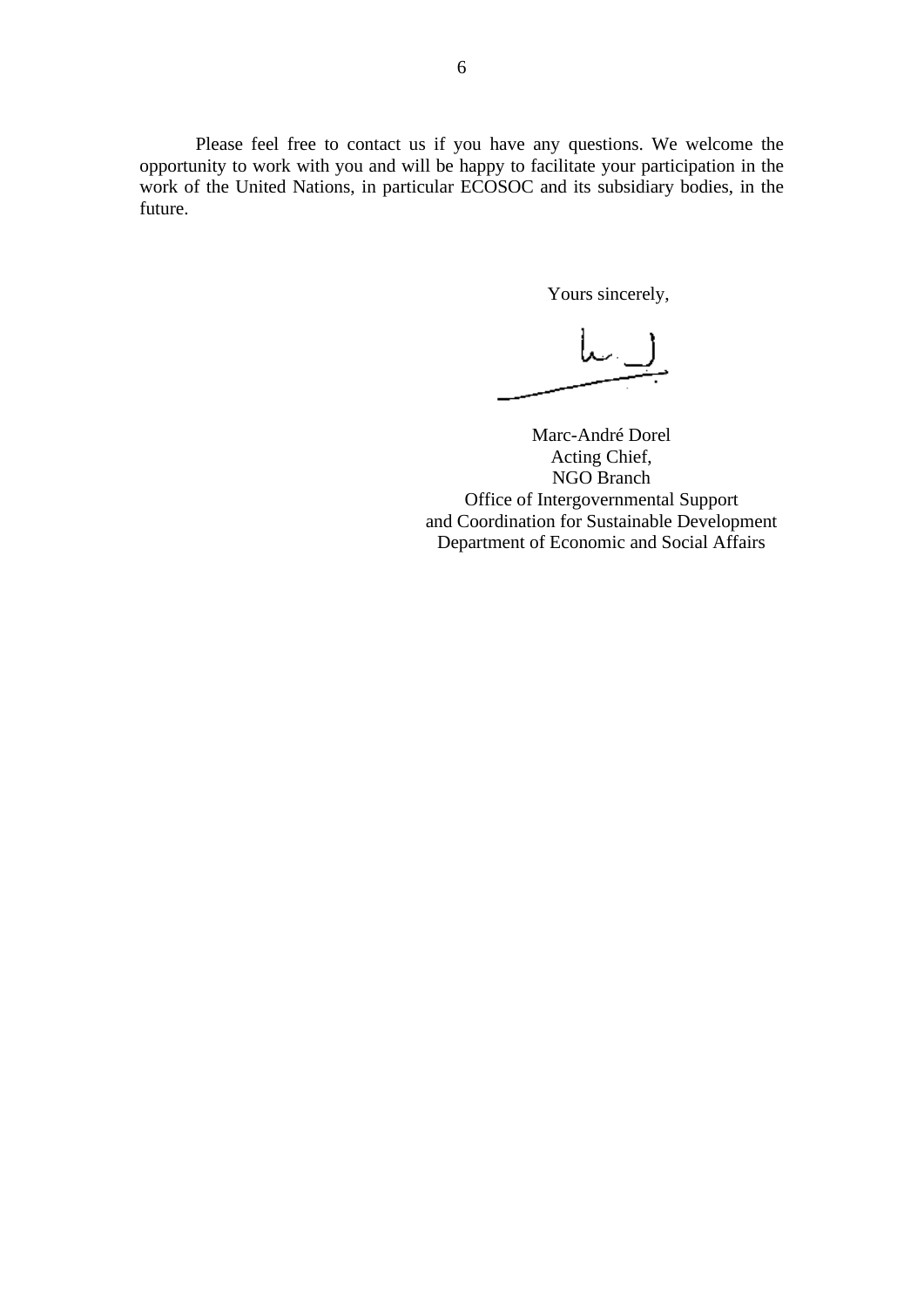Please feel free to contact us if you have any questions. We welcome the opportunity to work with you and will be happy to facilitate your participation in the work of the United Nations, in particular ECOSOC and its subsidiary bodies, in the future.

Yours sincerely,

Marc-André Dorel
Acting Chief,
NGO Branch
Office of Intergovernmental Support
and Coordination for Sustainable Development
Department of Economic and Social Affairs